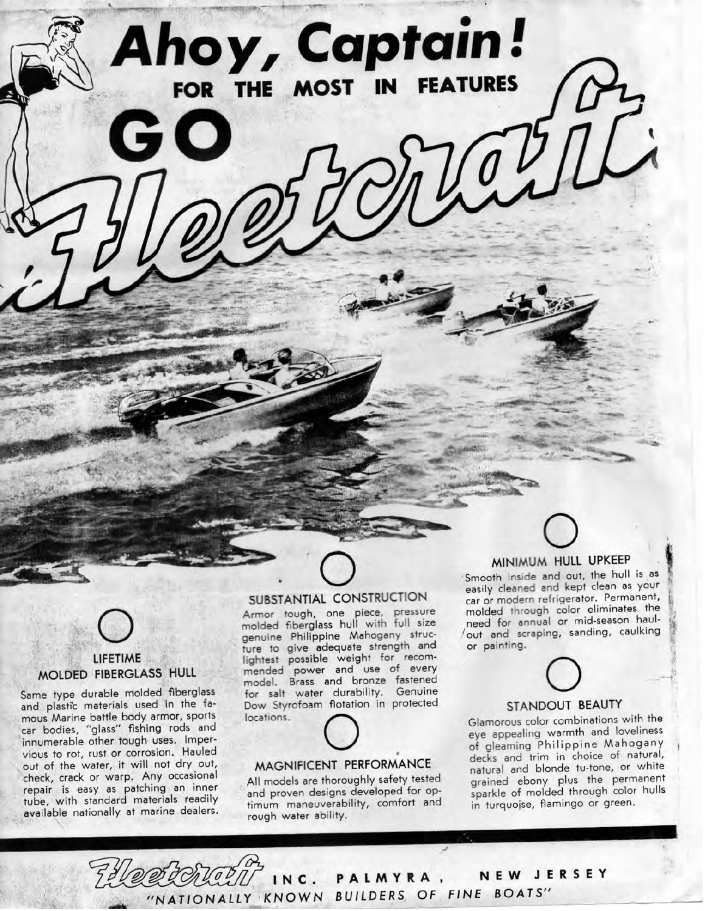# Ahoy, Captain!

## FOR THE MOST IN FEATURES

# GO Fleetcraft

### LIFETIME MOLDED FIBERGLASS HULL

Same type durable molded fiberglass and plastic materials used in the famous Marine battle body armor, sports car bodies, "glass" fishing rods and innumerable other tough uses. Impervious to rot, rust or corrosion. Hauled out of the water, it will not dry out, check, crack or warp. Any occasional repair is easy as patching an inner tube, with standard materials readily available nationally at marine dealers.

### SUBSTANTIAL CONSTRUCTION

Armor tough, one piece, pressure molded fiberglass hull with full size genuine Philippine Mahogany structure to give adequate strength and lightest possible weight for recommended power and use of every model. Brass and bronze fastened for salt water durability. Genuine Dow Styrofoam flotation in protected locations.

### MAGNIFICENT PERFORMANCE

All models are thoroughly safety tested and proven designs developed for optimum maneuverability, comfort and rough water ability.

### MINIMUM HULL UPKEEP

Smooth inside and out, the hull is as easily cleaned and kept clean as your car or modern refrigerator. Permanent, molded through color eliminates the need for annual or mid-season haul-out and scraping, sanding, caulking or painting.

### STANDOUT BEAUTY

Glamorous color combinations with the eye appealing warmth and loveliness of gleaming Philippine Mahogany decks and trim in choice of natural, natural and blonde tu-tone, or white grained ebony plus the permanent sparkle of molded through color hulls in turquoise, flamingo or green.

**Fleetcraft INC. PALMYRA, NEW JERSEY**

*"NATIONALLY KNOWN BUILDERS OF FINE BOATS"*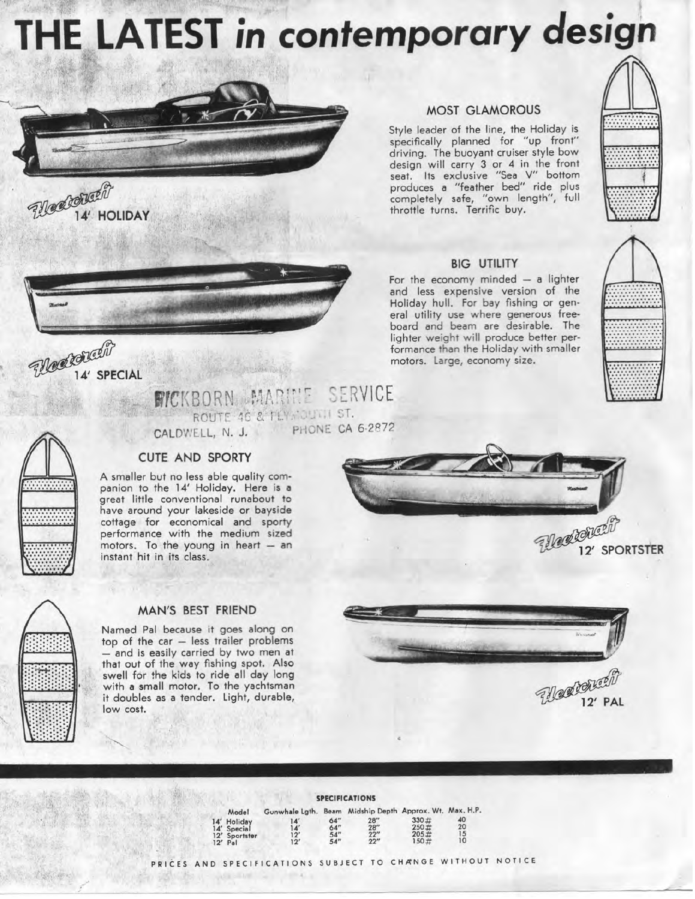# THE LATEST *in contemporary design*

*Fleetcraft*
14' HOLIDAY

### MOST GLAMOROUS

Style leader of the line, the Holiday is specifically planned for "up front" driving. The buoyant cruiser style bow design will carry 3 or 4 in the front seat. Its exclusive "Sea V" bottom produces a "feather bed" ride plus completely safe, "own length", full throttle turns. Terrific buy.

*Fleetcraft*
14' SPECIAL

### BIG UTILITY

For the economy minded — a lighter and less expensive version of the Holiday hull. For bay fishing or general utility use where generous freeboard and beam are desirable. The lighter weight will produce better performance than the Holiday with smaller motors. Large, economy size.

RICKBORN MARINE SERVICE
ROUTE 46 & PLYMOUTH ST.
CALDWELL, N. J. PHONE CA 6-2872

### CUTE AND SPORTY

A smaller but no less able quality companion to the 14' Holiday. Here is a great little conventional runabout to have around your lakeside or bayside cottage for economical and sporty performance with the medium sized motors. To the young in heart — an instant hit in its class.

*Fleetcraft*
12' SPORTSTER

### MAN'S BEST FRIEND

Named Pal because it goes along on top of the car — less trailer problems — and is easily carried by two men at that out of the way fishing spot. Also swell for the kids to ride all day long with a small motor. To the yachtsman it doubles as a tender. Light, durable, low cost.

*Fleetcraft*
12' PAL

**SPECIFICATIONS**

| Model | Gunwhale Lgth. | Beam | Midship Depth | Approx. Wt. | Max. H.P. |
|---|---|---|---|---|---|
| 14' Holiday | 14' | 64" | 28" | 330# | 40 |
| 14' Special | 14' | 64" | 28" | 250# | 20 |
| 12' Sportster | 12' | 54" | 22" | 205# | 15 |
| 12' Pal | 12' | 54" | 22" | 150# | 10 |

PRICES AND SPECIFICATIONS SUBJECT TO CHANGE WITHOUT NOTICE